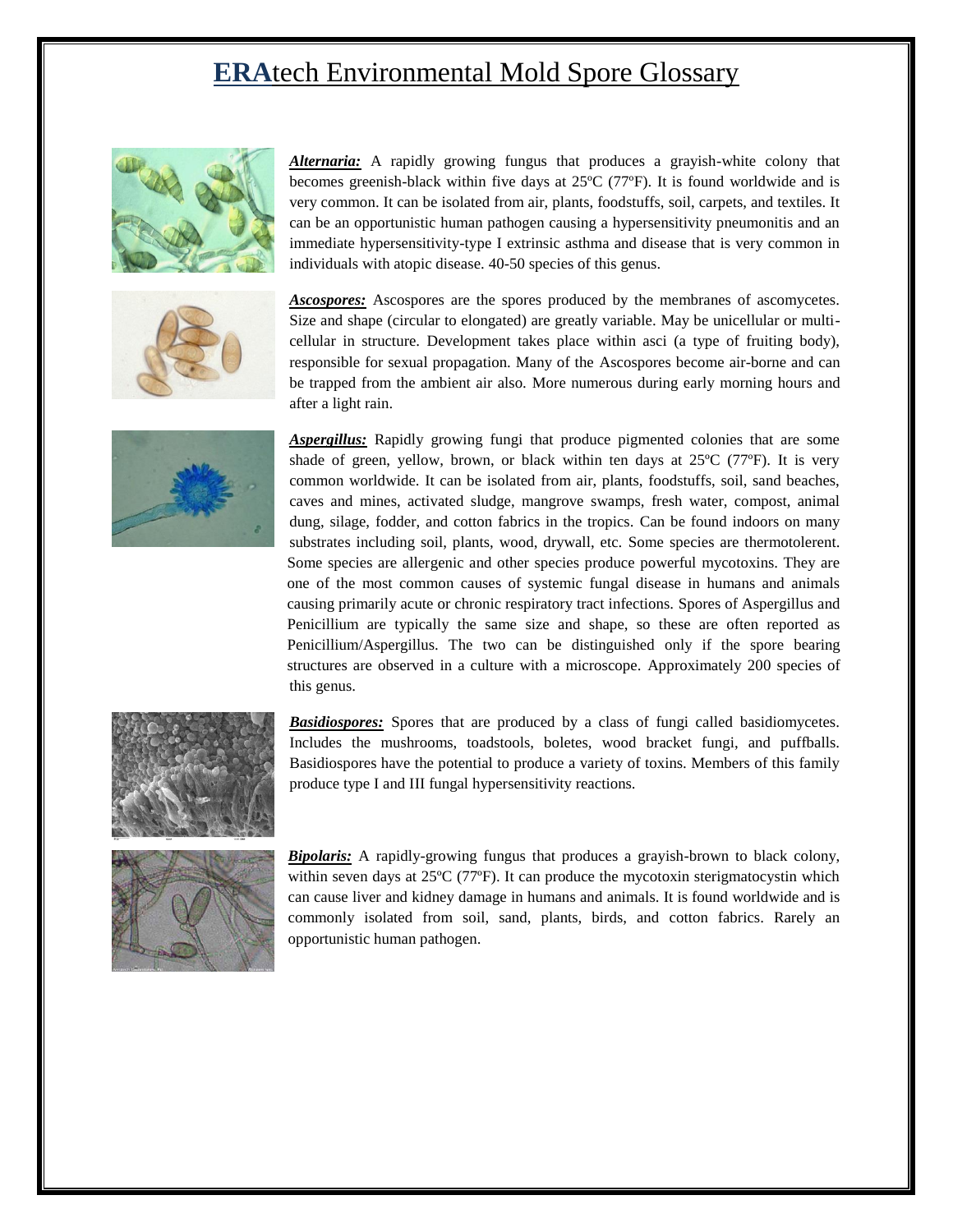# ERAtech Environmental Mold Spore Glossary

***Alternaria:*** A rapidly growing fungus that produces a grayish-white colony that becomes greenish-black within five days at 25ºC (77ºF). It is found worldwide and is very common. It can be isolated from air, plants, foodstuffs, soil, carpets, and textiles. It can be an opportunistic human pathogen causing a hypersensitivity pneumonitis and an immediate hypersensitivity-type I extrinsic asthma and disease that is very common in individuals with atopic disease. 40-50 species of this genus.

***Ascospores:*** Ascospores are the spores produced by the membranes of ascomycetes. Size and shape (circular to elongated) are greatly variable. May be unicellular or multi-cellular in structure. Development takes place within asci (a type of fruiting body), responsible for sexual propagation. Many of the Ascospores become air-borne and can be trapped from the ambient air also. More numerous during early morning hours and after a light rain.

***Aspergillus:*** Rapidly growing fungi that produce pigmented colonies that are some shade of green, yellow, brown, or black within ten days at 25ºC (77ºF). It is very common worldwide. It can be isolated from air, plants, foodstuffs, soil, sand beaches, caves and mines, activated sludge, mangrove swamps, fresh water, compost, animal dung, silage, fodder, and cotton fabrics in the tropics. Can be found indoors on many substrates including soil, plants, wood, drywall, etc. Some species are thermotolerent. Some species are allergenic and other species produce powerful mycotoxins. They are one of the most common causes of systemic fungal disease in humans and animals causing primarily acute or chronic respiratory tract infections. Spores of Aspergillus and Penicillium are typically the same size and shape, so these are often reported as Penicillium/Aspergillus. The two can be distinguished only if the spore bearing structures are observed in a culture with a microscope. Approximately 200 species of this genus.

***Basidiospores:*** Spores that are produced by a class of fungi called basidiomycetes. Includes the mushrooms, toadstools, boletes, wood bracket fungi, and puffballs. Basidiospores have the potential to produce a variety of toxins. Members of this family produce type I and III fungal hypersensitivity reactions.

***Bipolaris:*** A rapidly-growing fungus that produces a grayish-brown to black colony, within seven days at 25ºC (77ºF). It can produce the mycotoxin sterigmatocystin which can cause liver and kidney damage in humans and animals. It is found worldwide and is commonly isolated from soil, sand, plants, birds, and cotton fabrics. Rarely an opportunistic human pathogen.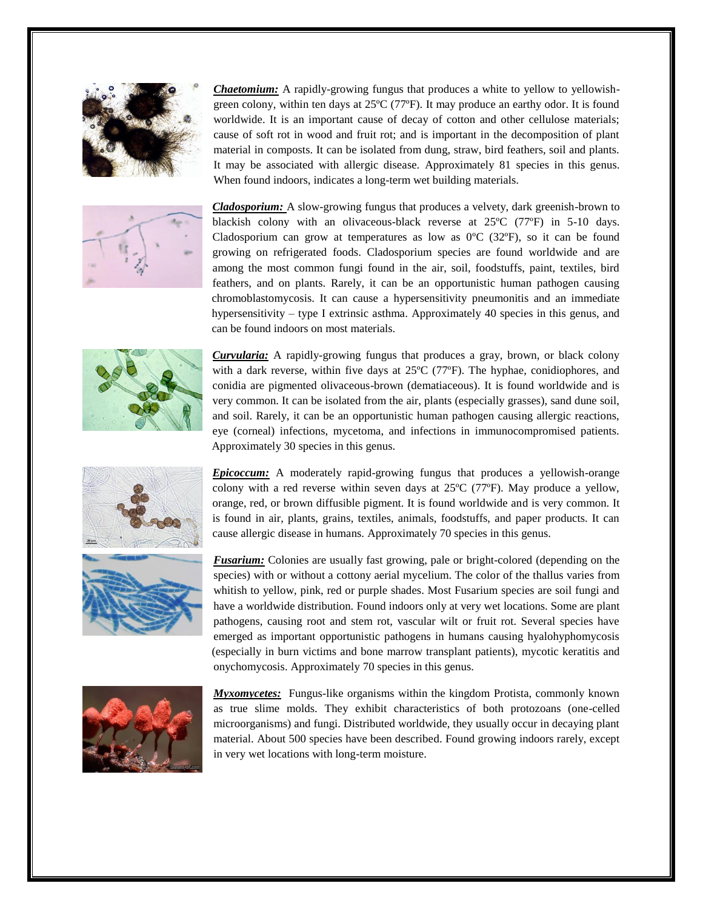***Chaetomium:*** A rapidly-growing fungus that produces a white to yellow to yellowish-green colony, within ten days at 25ºC (77ºF). It may produce an earthy odor. It is found worldwide. It is an important cause of decay of cotton and other cellulose materials; cause of soft rot in wood and fruit rot; and is important in the decomposition of plant material in composts. It can be isolated from dung, straw, bird feathers, soil and plants. It may be associated with allergic disease. Approximately 81 species in this genus. When found indoors, indicates a long-term wet building materials.

***Cladosporium:*** A slow-growing fungus that produces a velvety, dark greenish-brown to blackish colony with an olivaceous-black reverse at 25ºC (77ºF) in 5-10 days. Cladosporium can grow at temperatures as low as 0ºC (32ºF), so it can be found growing on refrigerated foods. Cladosporium species are found worldwide and are among the most common fungi found in the air, soil, foodstuffs, paint, textiles, bird feathers, and on plants. Rarely, it can be an opportunistic human pathogen causing chromoblastomycosis. It can cause a hypersensitivity pneumonitis and an immediate hypersensitivity – type I extrinsic asthma. Approximately 40 species in this genus, and can be found indoors on most materials.

***Curvularia:*** A rapidly-growing fungus that produces a gray, brown, or black colony with a dark reverse, within five days at 25ºC (77ºF). The hyphae, conidiophores, and conidia are pigmented olivaceous-brown (dematiaceous). It is found worldwide and is very common. It can be isolated from the air, plants (especially grasses), sand dune soil, and soil. Rarely, it can be an opportunistic human pathogen causing allergic reactions, eye (corneal) infections, mycetoma, and infections in immunocompromised patients. Approximately 30 species in this genus.

***Epicoccum:*** A moderately rapid-growing fungus that produces a yellowish-orange colony with a red reverse within seven days at 25ºC (77ºF). May produce a yellow, orange, red, or brown diffusible pigment. It is found worldwide and is very common. It is found in air, plants, grains, textiles, animals, foodstuffs, and paper products. It can cause allergic disease in humans. Approximately 70 species in this genus.

***Fusarium:*** Colonies are usually fast growing, pale or bright-colored (depending on the species) with or without a cottony aerial mycelium. The color of the thallus varies from whitish to yellow, pink, red or purple shades. Most Fusarium species are soil fungi and have a worldwide distribution. Found indoors only at very wet locations. Some are plant pathogens, causing root and stem rot, vascular wilt or fruit rot. Several species have emerged as important opportunistic pathogens in humans causing hyalohyphomycosis (especially in burn victims and bone marrow transplant patients), mycotic keratitis and onychomycosis. Approximately 70 species in this genus.

***Myxomycetes:*** Fungus-like organisms within the kingdom Protista, commonly known as true slime molds. They exhibit characteristics of both protozoans (one-celled microorganisms) and fungi. Distributed worldwide, they usually occur in decaying plant material. About 500 species have been described. Found growing indoors rarely, except in very wet locations with long-term moisture.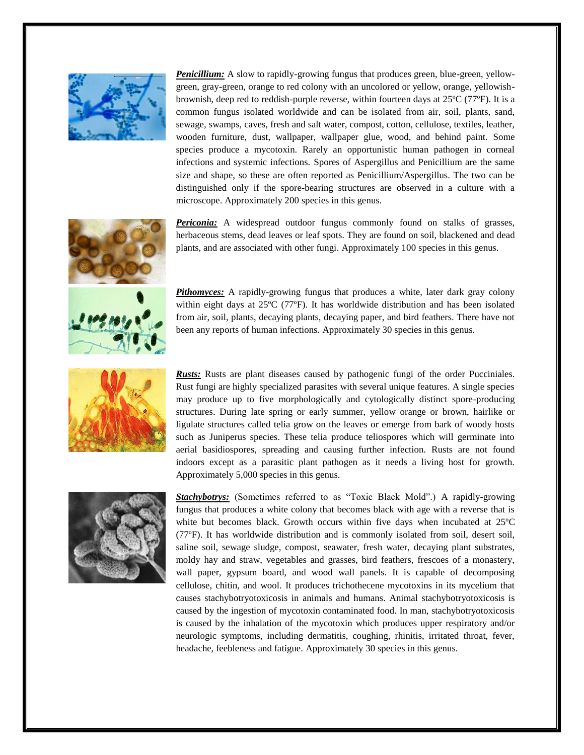***Penicillium:*** A slow to rapidly-growing fungus that produces green, blue-green, yellow-green, gray-green, orange to red colony with an uncolored or yellow, orange, yellowish-brownish, deep red to reddish-purple reverse, within fourteen days at 25ºC (77ºF). It is a common fungus isolated worldwide and can be isolated from air, soil, plants, sand, sewage, swamps, caves, fresh and salt water, compost, cotton, cellulose, textiles, leather, wooden furniture, dust, wallpaper, wallpaper glue, wood, and behind paint. Some species produce a mycotoxin. Rarely an opportunistic human pathogen in corneal infections and systemic infections. Spores of Aspergillus and Penicillium are the same size and shape, so these are often reported as Penicillium/Aspergillus. The two can be distinguished only if the spore-bearing structures are observed in a culture with a microscope. Approximately 200 species in this genus.

***Periconia:*** A widespread outdoor fungus commonly found on stalks of grasses, herbaceous stems, dead leaves or leaf spots. They are found on soil, blackened and dead plants, and are associated with other fungi. Approximately 100 species in this genus.

***Pithomyces:*** A rapidly-growing fungus that produces a white, later dark gray colony within eight days at 25ºC (77ºF). It has worldwide distribution and has been isolated from air, soil, plants, decaying plants, decaying paper, and bird feathers. There have not been any reports of human infections. Approximately 30 species in this genus.

***Rusts:*** Rusts are plant diseases caused by pathogenic fungi of the order Pucciniales. Rust fungi are highly specialized parasites with several unique features. A single species may produce up to five morphologically and cytologically distinct spore-producing structures. During late spring or early summer, yellow orange or brown, hairlike or ligulate structures called telia grow on the leaves or emerge from bark of woody hosts such as Juniperus species. These telia produce teliospores which will germinate into aerial basidiospores, spreading and causing further infection. Rusts are not found indoors except as a parasitic plant pathogen as it needs a living host for growth. Approximately 5,000 species in this genus.

***Stachybotrys:*** (Sometimes referred to as "Toxic Black Mold".) A rapidly-growing fungus that produces a white colony that becomes black with age with a reverse that is white but becomes black. Growth occurs within five days when incubated at 25ºC (77ºF). It has worldwide distribution and is commonly isolated from soil, desert soil, saline soil, sewage sludge, compost, seawater, fresh water, decaying plant substrates, moldy hay and straw, vegetables and grasses, bird feathers, frescoes of a monastery, wall paper, gypsum board, and wood wall panels. It is capable of decomposing cellulose, chitin, and wool. It produces trichothecene mycotoxins in its mycelium that causes stachybotryotoxicosis in animals and humans. Animal stachybotryotoxicosis is caused by the ingestion of mycotoxin contaminated food. In man, stachybotryotoxicosis is caused by the inhalation of the mycotoxin which produces upper respiratory and/or neurologic symptoms, including dermatitis, coughing, rhinitis, irritated throat, fever, headache, feebleness and fatigue. Approximately 30 species in this genus.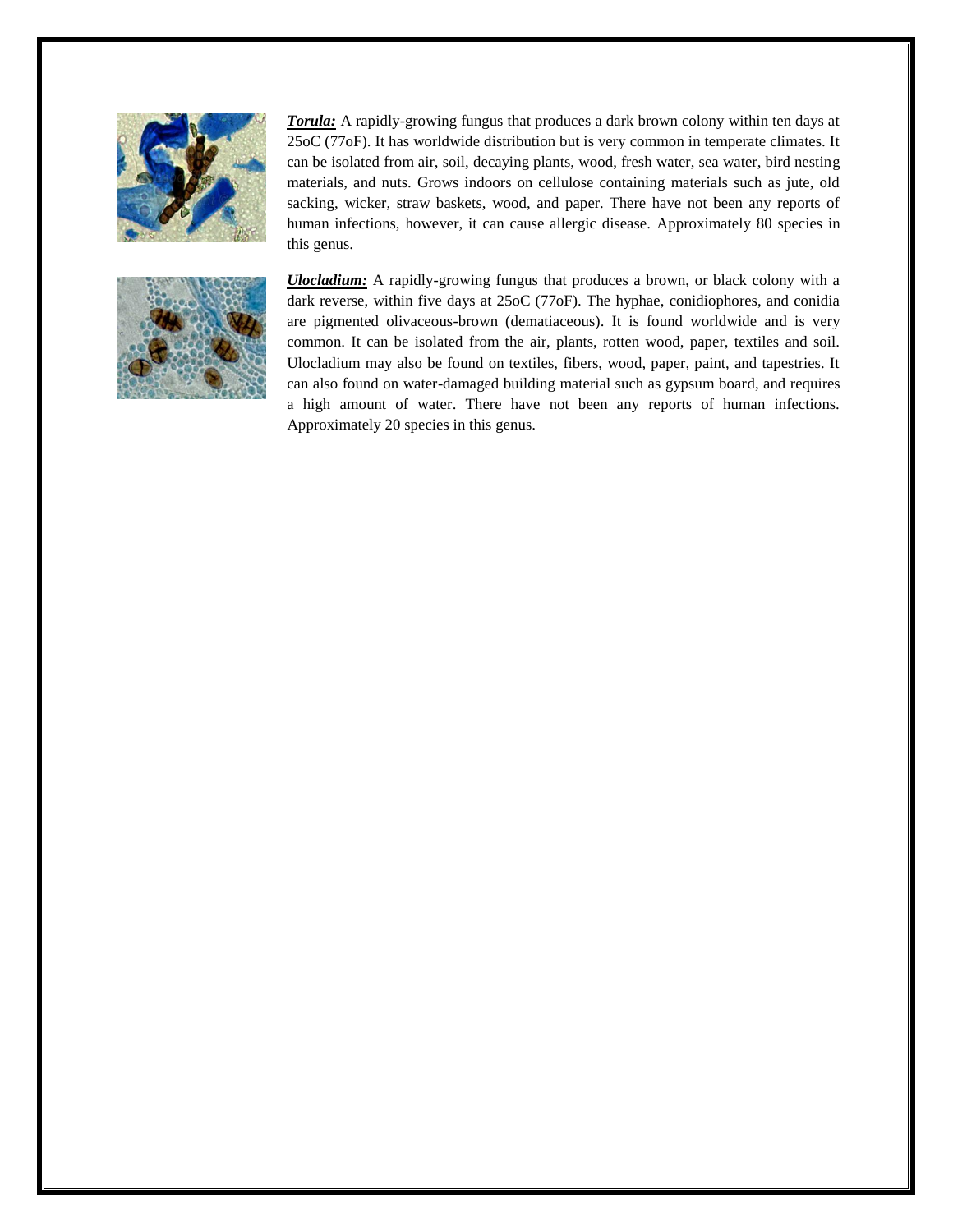***Torula:*** A rapidly-growing fungus that produces a dark brown colony within ten days at 25oC (77oF). It has worldwide distribution but is very common in temperate climates. It can be isolated from air, soil, decaying plants, wood, fresh water, sea water, bird nesting materials, and nuts. Grows indoors on cellulose containing materials such as jute, old sacking, wicker, straw baskets, wood, and paper. There have not been any reports of human infections, however, it can cause allergic disease. Approximately 80 species in this genus.

***Ulocladium:*** A rapidly-growing fungus that produces a brown, or black colony with a dark reverse, within five days at 25oC (77oF). The hyphae, conidiophores, and conidia are pigmented olivaceous-brown (dematiaceous). It is found worldwide and is very common. It can be isolated from the air, plants, rotten wood, paper, textiles and soil. Ulocladium may also be found on textiles, fibers, wood, paper, paint, and tapestries. It can also found on water-damaged building material such as gypsum board, and requires a high amount of water. There have not been any reports of human infections. Approximately 20 species in this genus.